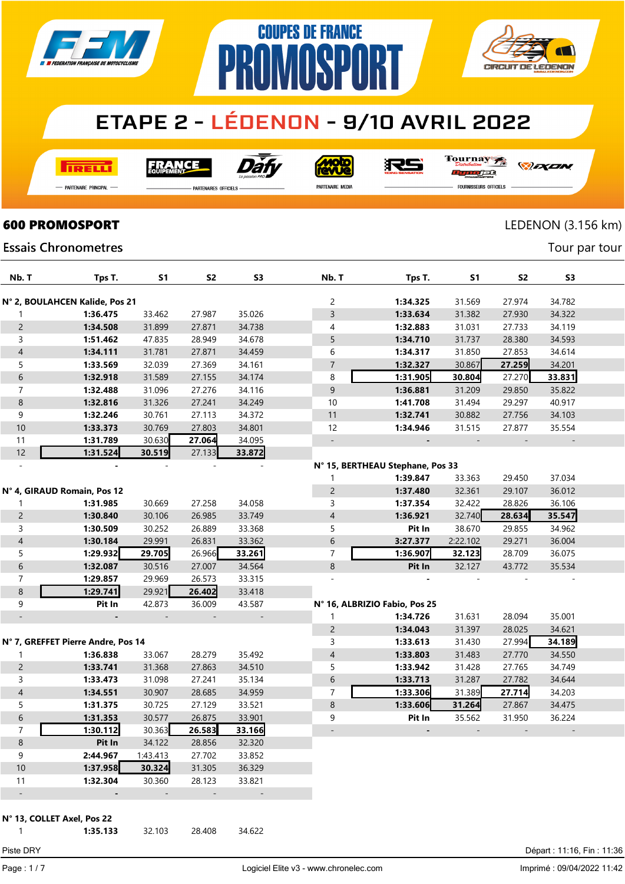# COUPES DE FRANCE PROMOSPORT

## ETAPE 2 - LÉDENON - 9/10 AVRIL 2022

PARTENAIRE PRINCIPAL — PARTENAIRES OFFICIELS — PARTENAIRE MEDIA — FOURNISSEURS OFFICIELS

**600 PROMOSPORT** LEDENON (3.156 km)

Essais Chronometres — Tour par tour

| Nb. T | Tps T. | S1 | S2 | S3 |
|---|---|---|---|---|
| **N° 2, BOULAHCEN Kalide, Pos 21** | | | | |
| 1 | **1:36.475** | 33.462 | 27.987 | 35.026 |
| 2 | **1:34.508** | 31.899 | 27.871 | 34.738 |
| 3 | **1:51.462** | 47.835 | 28.949 | 34.678 |
| 4 | **1:34.111** | 31.781 | 27.871 | 34.459 |
| 5 | **1:33.569** | 32.039 | 27.369 | 34.161 |
| 6 | **1:32.918** | 31.589 | 27.155 | 34.174 |
| 7 | **1:32.488** | 31.096 | 27.276 | 34.116 |
| 8 | **1:32.816** | 31.326 | 27.241 | 34.249 |
| 9 | **1:32.246** | 30.761 | 27.113 | 34.372 |
| 10 | **1:33.373** | 30.769 | 27.803 | 34.801 |
| 11 | **1:31.789** | 30.630 | **27.064** | 34.095 |
| 12 | **1:31.524** | **30.519** | 27.133 | **33.872** |
| - | - | - | - | - |
| **N° 4, GIRAUD Romain, Pos 12** | | | | |
| 1 | **1:31.985** | 30.669 | 27.258 | 34.058 |
| 2 | **1:30.840** | 30.106 | 26.985 | 33.749 |
| 3 | **1:30.509** | 30.252 | 26.889 | 33.368 |
| 4 | **1:30.184** | 29.991 | 26.831 | 33.362 |
| 5 | **1:29.932** | **29.705** | 26.966 | **33.261** |
| 6 | **1:32.087** | 30.516 | 27.007 | 34.564 |
| 7 | **1:29.857** | 29.969 | 26.573 | 33.315 |
| 8 | **1:29.741** | 29.921 | **26.402** | 33.418 |
| 9 | **Pit In** | 42.873 | 36.009 | 43.587 |
| - | - | - | - | - |
| **N° 7, GREFFET Pierre Andre, Pos 14** | | | | |
| 1 | **1:36.838** | 33.067 | 28.279 | 35.492 |
| 2 | **1:33.741** | 31.368 | 27.863 | 34.510 |
| 3 | **1:33.473** | 31.098 | 27.241 | 35.134 |
| 4 | **1:34.551** | 30.907 | 28.685 | 34.959 |
| 5 | **1:31.375** | 30.725 | 27.129 | 33.521 |
| 6 | **1:31.353** | 30.577 | 26.875 | 33.901 |
| 7 | **1:30.112** | 30.363 | **26.583** | **33.166** |
| 8 | **Pit In** | 34.122 | 28.856 | 32.320 |
| 9 | **2:44.967** | 1:43.413 | 27.702 | 33.852 |
| 10 | **1:37.958** | **30.324** | 31.305 | 36.329 |
| 11 | **1:32.304** | 30.360 | 28.123 | 33.821 |
| - | - | - | - | - |
| **N° 13, COLLET Axel, Pos 22** | | | | |
| 1 | **1:35.133** | 32.103 | 28.408 | 34.622 |
| 2 | **1:34.325** | 31.569 | 27.974 | 34.782 |
| 3 | **1:33.634** | 31.382 | 27.930 | 34.322 |
| 4 | **1:32.883** | 31.031 | 27.733 | 34.119 |
| 5 | **1:34.710** | 31.737 | 28.380 | 34.593 |
| 6 | **1:34.317** | 31.850 | 27.853 | 34.614 |
| 7 | **1:32.327** | 30.867 | **27.259** | 34.201 |
| 8 | **1:31.905** | **30.804** | 27.270 | **33.831** |
| 9 | **1:36.881** | 31.209 | 29.850 | 35.822 |
| 10 | **1:41.708** | 31.494 | 29.297 | 40.917 |
| 11 | **1:32.741** | 30.882 | 27.756 | 34.103 |
| 12 | **1:34.946** | 31.515 | 27.877 | 35.554 |
| - | - | - | - | - |
| **N° 15, BERTHEAU Stephane, Pos 33** | | | | |
| 1 | **1:39.847** | 33.363 | 29.450 | 37.034 |
| 2 | **1:37.480** | 32.361 | 29.107 | 36.012 |
| 3 | **1:37.354** | 32.422 | 28.826 | 36.106 |
| 4 | **1:36.921** | 32.740 | **28.634** | **35.547** |
| 5 | **Pit In** | 38.670 | 29.855 | 34.962 |
| 6 | **3:27.377** | 2:22.102 | 29.271 | 36.004 |
| 7 | **1:36.907** | **32.123** | 28.709 | 36.075 |
| 8 | **Pit In** | 32.127 | 43.772 | 35.534 |
| - | - | - | - | - |
| **N° 16, ALBRIZIO Fabio, Pos 25** | | | | |
| 1 | **1:34.726** | 31.631 | 28.094 | 35.001 |
| 2 | **1:34.043** | 31.397 | 28.025 | 34.621 |
| 3 | **1:33.613** | 31.430 | 27.994 | **34.189** |
| 4 | **1:33.803** | 31.483 | 27.770 | 34.550 |
| 5 | **1:33.942** | 31.428 | 27.765 | 34.749 |
| 6 | **1:33.713** | 31.287 | 27.782 | 34.644 |
| 7 | **1:33.306** | 31.389 | **27.714** | 34.203 |
| 8 | **1:33.606** | **31.264** | 27.867 | 34.475 |
| 9 | **Pit In** | 35.562 | 31.950 | 36.224 |
| - | - | - | - | - |

Piste DRY — Départ : 11:16, Fin : 11:36

Logiciel Elite v3 - www.chronelec.com — Imprimé : 09/04/2022 11:42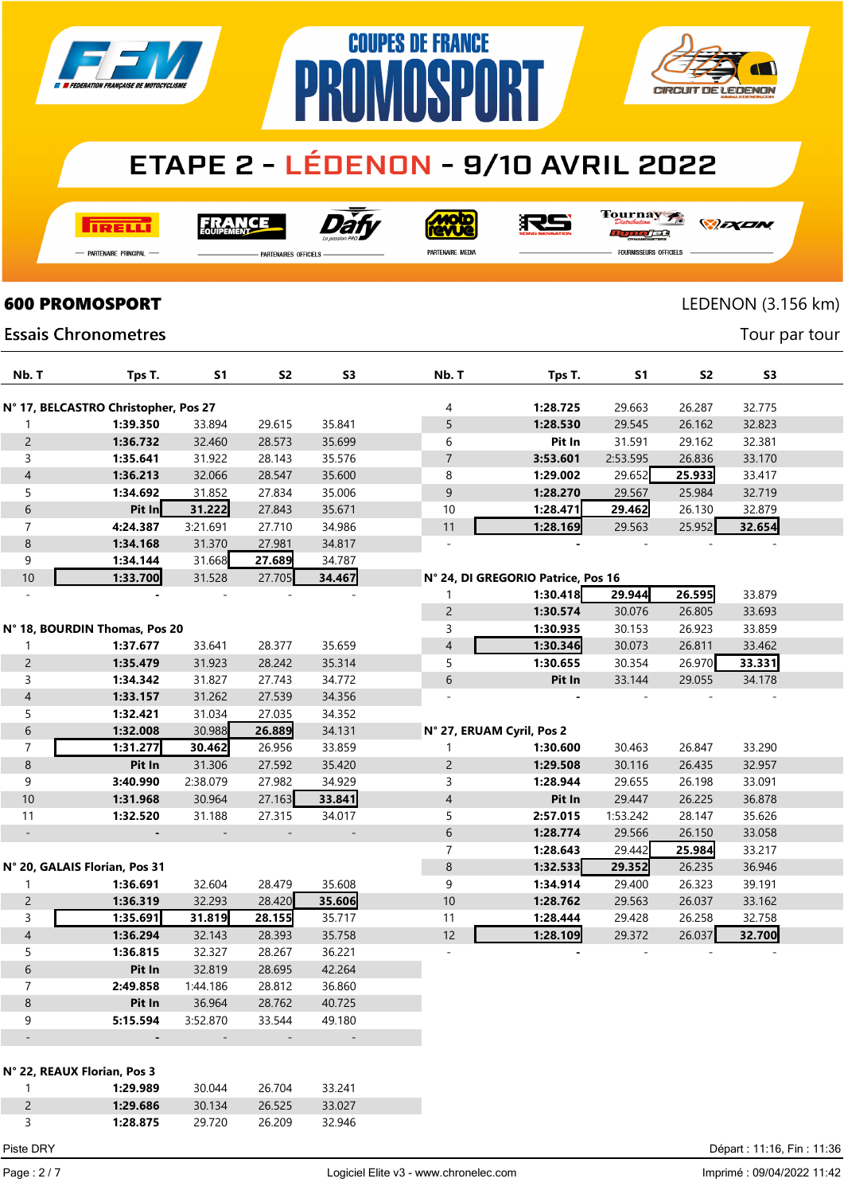# COUPES DE FRANCE PROMOSPORT

## ETAPE 2 - LÉDENON - 9/10 AVRIL 2022

PARTENAIRE PRINCIPAL — PARTENAIRES OFFICIELS — PARTENAIRE MEDIA — FOURNISSEURS OFFICIELS

### 600 PROMOSPORT

LEDENON (3.156 km)

Essais Chronometres

Tour par tour

**N° 17, BELCASTRO Christopher, Pos 27**

| Nb. T | Tps T. | S1 | S2 | S3 |
|---|---|---|---|---|
| 1 | 1:39.350 | 33.894 | 29.615 | 35.841 |
| 2 | 1:36.732 | 32.460 | 28.573 | 35.699 |
| 3 | 1:35.641 | 31.922 | 28.143 | 35.576 |
| 4 | 1:36.213 | 32.066 | 28.547 | 35.600 |
| 5 | 1:34.692 | 31.852 | 27.834 | 35.006 |
| 6 | Pit In | 31.222 | 27.843 | 35.671 |
| 7 | 4:24.387 | 3:21.691 | 27.710 | 34.986 |
| 8 | 1:34.168 | 31.370 | 27.981 | 34.817 |
| 9 | 1:34.144 | 31.668 | 27.689 | 34.787 |
| 10 | 1:33.700 | 31.528 | 27.705 | 34.467 |
| - | - | - | - | - |

**N° 18, BOURDIN Thomas, Pos 20**

| Nb. T | Tps T. | S1 | S2 | S3 |
|---|---|---|---|---|
| 1 | 1:37.677 | 33.641 | 28.377 | 35.659 |
| 2 | 1:35.479 | 31.923 | 28.242 | 35.314 |
| 3 | 1:34.342 | 31.827 | 27.743 | 34.772 |
| 4 | 1:33.157 | 31.262 | 27.539 | 34.356 |
| 5 | 1:32.421 | 31.034 | 27.035 | 34.352 |
| 6 | 1:32.008 | 30.988 | 26.889 | 34.131 |
| 7 | 1:31.277 | 30.462 | 26.956 | 33.859 |
| 8 | Pit In | 31.306 | 27.592 | 35.420 |
| 9 | 3:40.990 | 2:38.079 | 27.982 | 34.929 |
| 10 | 1:31.968 | 30.964 | 27.163 | 33.841 |
| 11 | 1:32.520 | 31.188 | 27.315 | 34.017 |
| - | - | - | - | - |

**N° 20, GALAIS Florian, Pos 31**

| Nb. T | Tps T. | S1 | S2 | S3 |
|---|---|---|---|---|
| 1 | 1:36.691 | 32.604 | 28.479 | 35.608 |
| 2 | 1:36.319 | 32.293 | 28.420 | 35.606 |
| 3 | 1:35.691 | 31.819 | 28.155 | 35.717 |
| 4 | 1:36.294 | 32.143 | 28.393 | 35.758 |
| 5 | 1:36.815 | 32.327 | 28.267 | 36.221 |
| 6 | Pit In | 32.819 | 28.695 | 42.264 |
| 7 | 2:49.858 | 1:44.186 | 28.812 | 36.860 |
| 8 | Pit In | 36.964 | 28.762 | 40.725 |
| 9 | 5:15.594 | 3:52.870 | 33.544 | 49.180 |
| - | - | - | - | - |

**N° 22, REAUX Florian, Pos 3**

| Nb. T | Tps T. | S1 | S2 | S3 |
|---|---|---|---|---|
| 1 | 1:29.989 | 30.044 | 26.704 | 33.241 |
| 2 | 1:29.686 | 30.134 | 26.525 | 33.027 |
| 3 | 1:28.875 | 29.720 | 26.209 | 32.946 |
| 4 | 1:28.725 | 29.663 | 26.287 | 32.775 |
| 5 | 1:28.530 | 29.545 | 26.162 | 32.823 |
| 6 | Pit In | 31.591 | 29.162 | 32.381 |
| 7 | 3:53.601 | 2:53.595 | 26.836 | 33.170 |
| 8 | 1:29.002 | 29.652 | 25.933 | 33.417 |
| 9 | 1:28.270 | 29.567 | 25.984 | 32.719 |
| 10 | 1:28.471 | 29.462 | 26.130 | 32.879 |
| 11 | 1:28.169 | 29.563 | 25.952 | 32.654 |
| - | - | - | - | - |

**N° 24, DI GREGORIO Patrice, Pos 16**

| Nb. T | Tps T. | S1 | S2 | S3 |
|---|---|---|---|---|
| 1 | 1:30.418 | 29.944 | 26.595 | 33.879 |
| 2 | 1:30.574 | 30.076 | 26.805 | 33.693 |
| 3 | 1:30.935 | 30.153 | 26.923 | 33.859 |
| 4 | 1:30.346 | 30.073 | 26.811 | 33.462 |
| 5 | 1:30.655 | 30.354 | 26.970 | 33.331 |
| 6 | Pit In | 33.144 | 29.055 | 34.178 |
| - | - | - | - | - |

**N° 27, ERUAM Cyril, Pos 2**

| Nb. T | Tps T. | S1 | S2 | S3 |
|---|---|---|---|---|
| 1 | 1:30.600 | 30.463 | 26.847 | 33.290 |
| 2 | 1:29.508 | 30.116 | 26.435 | 32.957 |
| 3 | 1:28.944 | 29.655 | 26.198 | 33.091 |
| 4 | Pit In | 29.447 | 26.225 | 36.878 |
| 5 | 2:57.015 | 1:53.242 | 28.147 | 35.626 |
| 6 | 1:28.774 | 29.566 | 26.150 | 33.058 |
| 7 | 1:28.643 | 29.442 | 25.984 | 33.217 |
| 8 | 1:32.533 | 29.352 | 26.235 | 36.946 |
| 9 | 1:34.914 | 29.400 | 26.323 | 39.191 |
| 10 | 1:28.762 | 29.563 | 26.037 | 33.162 |
| 11 | 1:28.444 | 29.428 | 26.258 | 32.758 |
| 12 | 1:28.109 | 29.372 | 26.037 | 32.700 |
| - | - | - | - | - |

Piste DRY

Départ : 11:16, Fin : 11:36

Logiciel Elite v3 - www.chronelec.com

Imprimé : 09/04/2022 11:42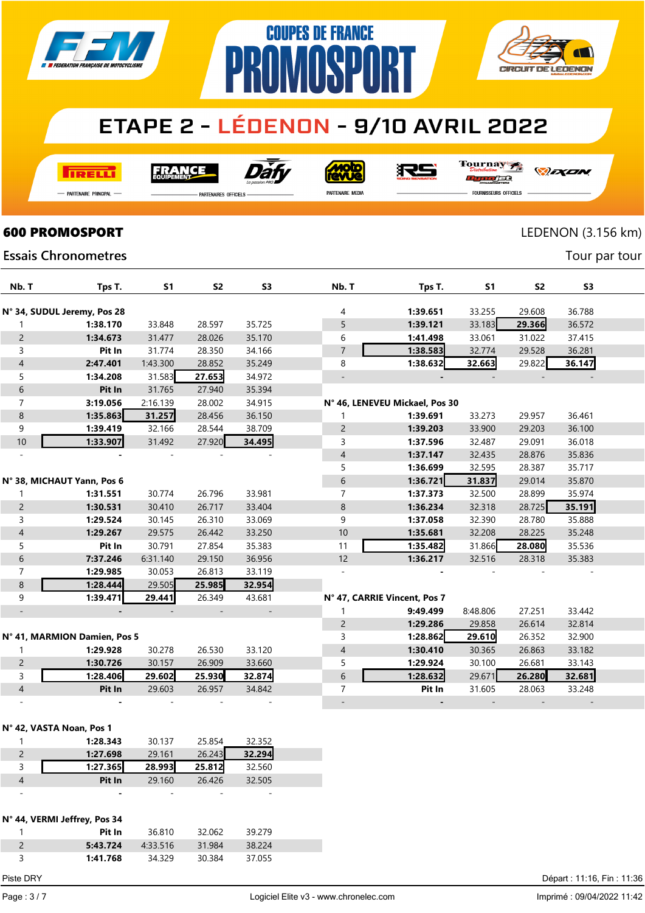# COUPES DE FRANCE PROMOSPORT

## ETAPE 2 - LÉDENON - 9/10 AVRIL 2022

PARTENAIRE PRINCIPAL — PARTENAIRES OFFICIELS — PARTENAIRE MEDIA — FOURNISSEURS OFFICIELS

**600 PROMOSPORT** — LEDENON (3.156 km)

Essais Chronometres — Tour par tour

**N° 34, SUDUL Jeremy, Pos 28**

| Nb. T | Tps T. | S1 | S2 | S3 |
|---|---|---|---|---|
| 1 | **1:38.170** | 33.848 | 28.597 | 35.725 |
| 2 | **1:34.673** | 31.477 | 28.026 | 35.170 |
| 3 | **Pit In** | 31.774 | 28.350 | 34.166 |
| 4 | **2:47.401** | 1:43.300 | 28.852 | 35.249 |
| 5 | **1:34.208** | 31.583 | **27.653** | 34.972 |
| 6 | **Pit In** | 31.765 | 27.940 | 35.394 |
| 7 | **3:19.056** | 2:16.139 | 28.002 | 34.915 |
| 8 | **1:35.863** | **31.257** | 28.456 | 36.150 |
| 9 | **1:39.419** | 32.166 | 28.544 | 38.709 |
| 10 | **1:33.907** | 31.492 | 27.920 | **34.495** |
| - | - | - | - | - |

**N° 38, MICHAUT Yann, Pos 6**

| Nb. T | Tps T. | S1 | S2 | S3 |
|---|---|---|---|---|
| 1 | **1:31.551** | 30.774 | 26.796 | 33.981 |
| 2 | **1:30.531** | 30.410 | 26.717 | 33.404 |
| 3 | **1:29.524** | 30.145 | 26.310 | 33.069 |
| 4 | **1:29.267** | 29.575 | 26.442 | 33.250 |
| 5 | **Pit In** | 30.791 | 27.854 | 35.383 |
| 6 | **7:37.246** | 6:31.140 | 29.150 | 36.956 |
| 7 | **1:29.985** | 30.053 | 26.813 | 33.119 |
| 8 | **1:28.444** | 29.505 | **25.985** | **32.954** |
| 9 | **1:39.471** | **29.441** | 26.349 | 43.681 |
| - | - | - | - | - |

**N° 41, MARMION Damien, Pos 5**

| Nb. T | Tps T. | S1 | S2 | S3 |
|---|---|---|---|---|
| 1 | **1:29.928** | 30.278 | 26.530 | 33.120 |
| 2 | **1:30.726** | 30.157 | 26.909 | 33.660 |
| 3 | **1:28.406** | **29.602** | **25.930** | **32.874** |
| 4 | **Pit In** | 29.603 | 26.957 | 34.842 |
| - | - | - | - | - |

**N° 42, VASTA Noan, Pos 1**

| Nb. T | Tps T. | S1 | S2 | S3 |
|---|---|---|---|---|
| 1 | **1:28.343** | 30.137 | 25.854 | 32.352 |
| 2 | **1:27.698** | 29.161 | 26.243 | **32.294** |
| 3 | **1:27.365** | **28.993** | **25.812** | 32.560 |
| 4 | **Pit In** | 29.160 | 26.426 | 32.505 |
| - | - | - | - | - |

**N° 44, VERMI Jeffrey, Pos 34**

| Nb. T | Tps T. | S1 | S2 | S3 |
|---|---|---|---|---|
| 1 | **Pit In** | 36.810 | 32.062 | 39.279 |
| 2 | **5:43.724** | 4:33.516 | 31.984 | 38.224 |
| 3 | **1:41.768** | 34.329 | 30.384 | 37.055 |
| 4 | **1:39.651** | 33.255 | 29.608 | 36.788 |
| 5 | **1:39.121** | 33.183 | **29.366** | 36.572 |
| 6 | **1:41.498** | 33.061 | 31.022 | 37.415 |
| 7 | **1:38.583** | 32.774 | 29.528 | 36.281 |
| 8 | **1:38.632** | **32.663** | 29.822 | **36.147** |
| - | - | - | - | - |

**N° 46, LENEVEU Mickael, Pos 30**

| Nb. T | Tps T. | S1 | S2 | S3 |
|---|---|---|---|---|
| 1 | **1:39.691** | 33.273 | 29.957 | 36.461 |
| 2 | **1:39.203** | 33.900 | 29.203 | 36.100 |
| 3 | **1:37.596** | 32.487 | 29.091 | 36.018 |
| 4 | **1:37.147** | 32.435 | 28.876 | 35.836 |
| 5 | **1:36.699** | 32.595 | 28.387 | 35.717 |
| 6 | **1:36.721** | **31.837** | 29.014 | 35.870 |
| 7 | **1:37.373** | 32.500 | 28.899 | 35.974 |
| 8 | **1:36.234** | 32.318 | 28.725 | **35.191** |
| 9 | **1:37.058** | 32.390 | 28.780 | 35.888 |
| 10 | **1:35.681** | 32.208 | 28.225 | 35.248 |
| 11 | **1:35.482** | 31.866 | **28.080** | 35.536 |
| 12 | **1:36.217** | 32.516 | 28.318 | 35.383 |
| - | - | - | - | - |

**N° 47, CARRIE Vincent, Pos 7**

| Nb. T | Tps T. | S1 | S2 | S3 |
|---|---|---|---|---|
| 1 | **9:49.499** | 8:48.806 | 27.251 | 33.442 |
| 2 | **1:29.286** | 29.858 | 26.614 | 32.814 |
| 3 | **1:28.862** | **29.610** | 26.352 | 32.900 |
| 4 | **1:30.410** | 30.365 | 26.863 | 33.182 |
| 5 | **1:29.924** | 30.100 | 26.681 | 33.143 |
| 6 | **1:28.632** | 29.671 | **26.280** | **32.681** |
| 7 | **Pit In** | 31.605 | 28.063 | 33.248 |
| - | - | - | - | - |

Piste DRY — Départ : 11:16, Fin : 11:36

Logiciel Elite v3 - www.chronelec.com — Imprimé : 09/04/2022 11:42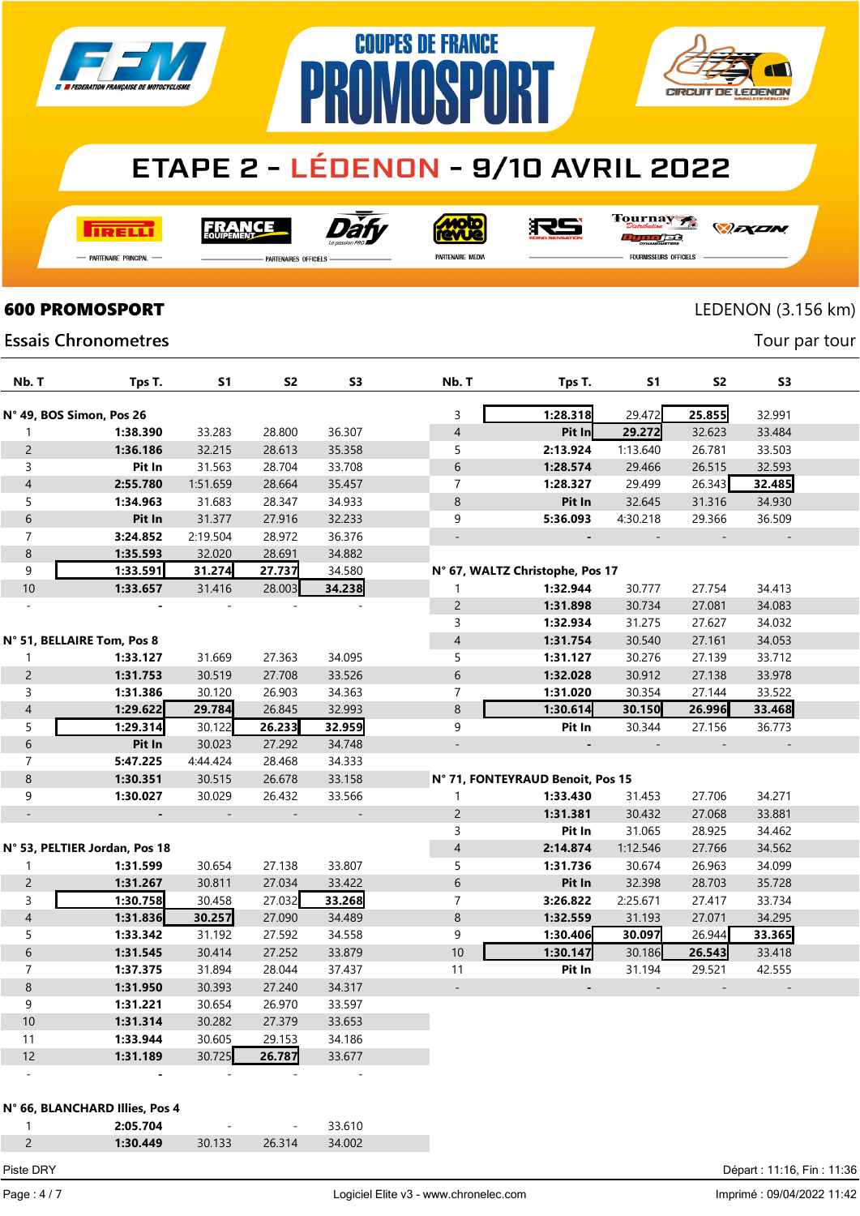COUPES DE FRANCE PROMOSPORT

ETAPE 2 - LÉDENON - 9/10 AVRIL 2022

# 600 PROMOSPORT

LEDENON (3.156 km)

## Essais Chronometres

Tour par tour

| Nb. T | Tps T. | S1 | S2 | S3 |
|---|---|---|---|---|
| **N° 49, BOS Simon, Pos 26** | | | | |
| 1 | **1:38.390** | 33.283 | 28.800 | 36.307 |
| 2 | **1:36.186** | 32.215 | 28.613 | 35.358 |
| 3 | **Pit In** | 31.563 | 28.704 | 33.708 |
| 4 | **2:55.780** | 1:51.659 | 28.664 | 35.457 |
| 5 | **1:34.963** | 31.683 | 28.347 | 34.933 |
| 6 | **Pit In** | 31.377 | 27.916 | 32.233 |
| 7 | **3:24.852** | 2:19.504 | 28.972 | 36.376 |
| 8 | **1:35.593** | 32.020 | 28.691 | 34.882 |
| 9 | **1:33.591** | **31.274** | **27.737** | 34.580 |
| 10 | **1:33.657** | 31.416 | 28.003 | **34.238** |
| - | - | - | - | - |
| **N° 51, BELLAIRE Tom, Pos 8** | | | | |
| 1 | **1:33.127** | 31.669 | 27.363 | 34.095 |
| 2 | **1:31.753** | 30.519 | 27.708 | 33.526 |
| 3 | **1:31.386** | 30.120 | 26.903 | 34.363 |
| 4 | **1:29.622** | **29.784** | 26.845 | 32.993 |
| 5 | **1:29.314** | 30.122 | **26.233** | **32.959** |
| 6 | **Pit In** | 30.023 | 27.292 | 34.748 |
| 7 | **5:47.225** | 4:44.424 | 28.468 | 34.333 |
| 8 | **1:30.351** | 30.515 | 26.678 | 33.158 |
| 9 | **1:30.027** | 30.029 | 26.432 | 33.566 |
| - | - | - | - | - |
| **N° 53, PELTIER Jordan, Pos 18** | | | | |
| 1 | **1:31.599** | 30.654 | 27.138 | 33.807 |
| 2 | **1:31.267** | 30.811 | 27.034 | 33.422 |
| 3 | **1:30.758** | 30.458 | 27.032 | **33.268** |
| 4 | **1:31.836** | **30.257** | 27.090 | 34.489 |
| 5 | **1:33.342** | 31.192 | 27.592 | 34.558 |
| 6 | **1:31.545** | 30.414 | 27.252 | 33.879 |
| 7 | **1:37.375** | 31.894 | 28.044 | 37.437 |
| 8 | **1:31.950** | 30.393 | 27.240 | 34.317 |
| 9 | **1:31.221** | 30.654 | 26.970 | 33.597 |
| 10 | **1:31.314** | 30.282 | 27.379 | 33.653 |
| 11 | **1:33.944** | 30.605 | 29.153 | 34.186 |
| 12 | **1:31.189** | 30.725 | **26.787** | 33.677 |
| - | - | - | - | - |
| **N° 66, BLANCHARD Illies, Pos 4** | | | | |
| 1 | **2:05.704** | - | - | 33.610 |
| 2 | **1:30.449** | 30.133 | 26.314 | 34.002 |
| 3 | **1:28.318** | 29.472 | **25.855** | 32.991 |
| 4 | **Pit In** | **29.272** | 32.623 | 33.484 |
| 5 | **2:13.924** | 1:13.640 | 26.781 | 33.503 |
| 6 | **1:28.574** | 29.466 | 26.515 | 32.593 |
| 7 | **1:28.327** | 29.499 | 26.343 | **32.485** |
| 8 | **Pit In** | 32.645 | 31.316 | 34.930 |
| 9 | **5:36.093** | 4:30.218 | 29.366 | 36.509 |
| - | - | - | - | - |
| **N° 67, WALTZ Christophe, Pos 17** | | | | |
| 1 | **1:32.944** | 30.777 | 27.754 | 34.413 |
| 2 | **1:31.898** | 30.734 | 27.081 | 34.083 |
| 3 | **1:32.934** | 31.275 | 27.627 | 34.032 |
| 4 | **1:31.754** | 30.540 | 27.161 | 34.053 |
| 5 | **1:31.127** | 30.276 | 27.139 | 33.712 |
| 6 | **1:32.028** | 30.912 | 27.138 | 33.978 |
| 7 | **1:31.020** | 30.354 | 27.144 | 33.522 |
| 8 | **1:30.614** | **30.150** | **26.996** | **33.468** |
| 9 | **Pit In** | 30.344 | 27.156 | 36.773 |
| - | - | - | - | - |
| **N° 71, FONTEYRAUD Benoit, Pos 15** | | | | |
| 1 | **1:33.430** | 31.453 | 27.706 | 34.271 |
| 2 | **1:31.381** | 30.432 | 27.068 | 33.881 |
| 3 | **Pit In** | 31.065 | 28.925 | 34.462 |
| 4 | **2:14.874** | 1:12.546 | 27.766 | 34.562 |
| 5 | **1:31.736** | 30.674 | 26.963 | 34.099 |
| 6 | **Pit In** | 32.398 | 28.703 | 35.728 |
| 7 | **3:26.822** | 2:25.671 | 27.417 | 33.734 |
| 8 | **1:32.559** | 31.193 | 27.071 | 34.295 |
| 9 | **1:30.406** | **30.097** | 26.944 | **33.365** |
| 10 | **1:30.147** | 30.186 | **26.543** | 33.418 |
| 11 | **Pit In** | 31.194 | 29.521 | 42.555 |
| - | - | - | - | - |

Piste DRY

Départ : 11:16, Fin : 11:36

Logiciel Elite v3 - www.chronelec.com

Imprimé : 09/04/2022 11:42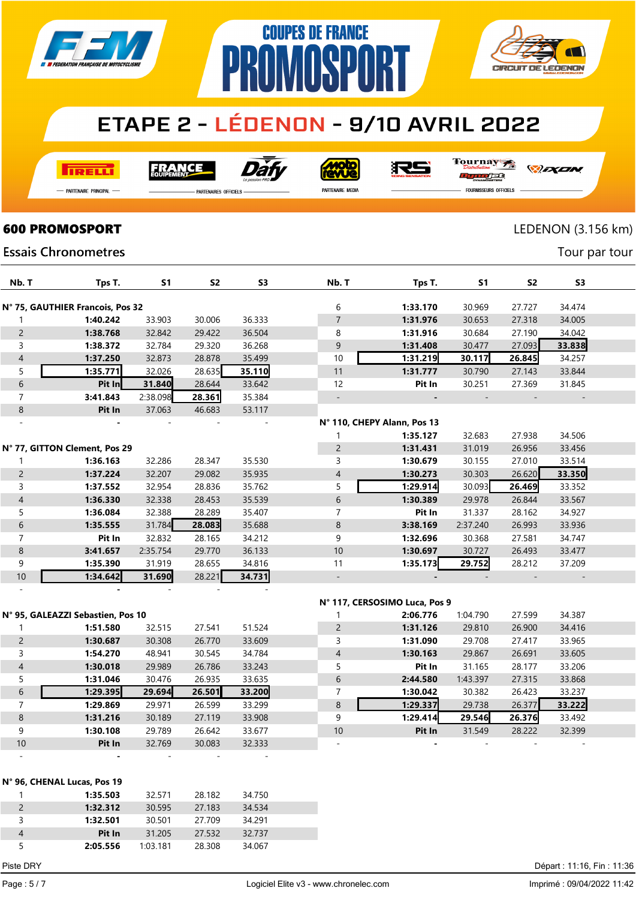# COUPES DE FRANCE PROMOSPORT

## ETAPE 2 - LÉDENON - 9/10 AVRIL 2022

PARTENAIRE PRINCIPAL — PARTENAIRES OFFICIELS — PARTENAIRE MEDIA — FOURNISSEURS OFFICIELS

**600 PROMOSPORT** — LEDENON (3.156 km)

Essais Chronometres — Tour par tour

| Nb. T | Tps T. | S1 | S2 | S3 |
|---|---|---|---|---|
| **N° 75, GAUTHIER Francois, Pos 32** | | | | |
| 1 | 1:40.242 | 33.903 | 30.006 | 36.333 |
| 2 | 1:38.768 | 32.842 | 29.422 | 36.504 |
| 3 | 1:38.372 | 32.784 | 29.320 | 36.268 |
| 4 | 1:37.250 | 32.873 | 28.878 | 35.499 |
| 5 | **1:35.771** | 32.026 | 28.635 | **35.110** |
| 6 | Pit In | **31.840** | 28.644 | 33.642 |
| 7 | 3:41.843 | 2:38.098 | **28.361** | 35.384 |
| 8 | Pit In | 37.063 | 46.683 | 53.117 |
| - | - | - | - | - |
| **N° 77, GITTON Clement, Pos 29** | | | | |
| 1 | 1:36.163 | 32.286 | 28.347 | 35.530 |
| 2 | 1:37.224 | 32.207 | 29.082 | 35.935 |
| 3 | 1:37.552 | 32.954 | 28.836 | 35.762 |
| 4 | 1:36.330 | 32.338 | 28.453 | 35.539 |
| 5 | 1:36.084 | 32.388 | 28.289 | 35.407 |
| 6 | 1:35.555 | 31.784 | **28.083** | 35.688 |
| 7 | Pit In | 32.832 | 28.165 | 34.212 |
| 8 | 3:41.657 | 2:35.754 | 29.770 | 36.133 |
| 9 | 1:35.390 | 31.919 | 28.655 | 34.816 |
| 10 | **1:34.642** | **31.690** | 28.221 | **34.731** |
| - | - | - | - | - |
| **N° 95, GALEAZZI Sebastien, Pos 10** | | | | |
| 1 | 1:51.580 | 32.515 | 27.541 | 51.524 |
| 2 | 1:30.687 | 30.308 | 26.770 | 33.609 |
| 3 | 1:54.270 | 48.941 | 30.545 | 34.784 |
| 4 | 1:30.018 | 29.989 | 26.786 | 33.243 |
| 5 | 1:31.046 | 30.476 | 26.935 | 33.635 |
| 6 | **1:29.395** | **29.694** | **26.501** | **33.200** |
| 7 | 1:29.869 | 29.971 | 26.599 | 33.299 |
| 8 | 1:31.216 | 30.189 | 27.119 | 33.908 |
| 9 | 1:30.108 | 29.789 | 26.642 | 33.677 |
| 10 | Pit In | 32.769 | 30.083 | 32.333 |
| - | - | - | - | - |
| **N° 96, CHENAL Lucas, Pos 19** | | | | |
| 1 | 1:35.503 | 32.571 | 28.182 | 34.750 |
| 2 | 1:32.312 | 30.595 | 27.183 | 34.534 |
| 3 | 1:32.501 | 30.501 | 27.709 | 34.291 |
| 4 | Pit In | 31.205 | 27.532 | 32.737 |
| 5 | 2:05.556 | 1:03.181 | 28.308 | 34.067 |
| 6 | 1:33.170 | 30.969 | 27.727 | 34.474 |
| 7 | 1:31.976 | 30.653 | 27.318 | 34.005 |
| 8 | 1:31.916 | 30.684 | 27.190 | 34.042 |
| 9 | 1:31.408 | 30.477 | 27.093 | **33.838** |
| 10 | **1:31.219** | **30.117** | **26.845** | 34.257 |
| 11 | 1:31.777 | 30.790 | 27.143 | 33.844 |
| 12 | Pit In | 30.251 | 27.369 | 31.845 |
| - | - | - | - | - |
| **N° 110, CHEPY Alann, Pos 13** | | | | |
| 1 | 1:35.127 | 32.683 | 27.938 | 34.506 |
| 2 | 1:31.431 | 31.019 | 26.956 | 33.456 |
| 3 | 1:30.679 | 30.155 | 27.010 | 33.514 |
| 4 | 1:30.273 | 30.303 | 26.620 | **33.350** |
| 5 | **1:29.914** | 30.093 | **26.469** | 33.352 |
| 6 | 1:30.389 | 29.978 | 26.844 | 33.567 |
| 7 | Pit In | 31.337 | 28.162 | 34.927 |
| 8 | 3:38.169 | 2:37.240 | 26.993 | 33.936 |
| 9 | 1:32.696 | 30.368 | 27.581 | 34.747 |
| 10 | 1:30.697 | 30.727 | 26.493 | 33.477 |
| 11 | 1:35.173 | **29.752** | 28.212 | 37.209 |
| - | - | - | - | - |
| **N° 117, CERSOSIMO Luca, Pos 9** | | | | |
| 1 | 2:06.776 | 1:04.790 | 27.599 | 34.387 |
| 2 | 1:31.126 | 29.810 | 26.900 | 34.416 |
| 3 | 1:31.090 | 29.708 | 27.417 | 33.965 |
| 4 | 1:30.163 | 29.867 | 26.691 | 33.605 |
| 5 | Pit In | 31.165 | 28.177 | 33.206 |
| 6 | 2:44.580 | 1:43.397 | 27.315 | 33.868 |
| 7 | 1:30.042 | 30.382 | 26.423 | 33.237 |
| 8 | **1:29.337** | 29.738 | 26.377 | **33.222** |
| 9 | 1:29.414 | **29.546** | **26.376** | 33.492 |
| 10 | Pit In | 31.549 | 28.222 | 32.399 |
| - | - | - | - | - |

Piste DRY — Départ : 11:16, Fin : 11:36

Logiciel Elite v3 - www.chronelec.com — Imprimé : 09/04/2022 11:42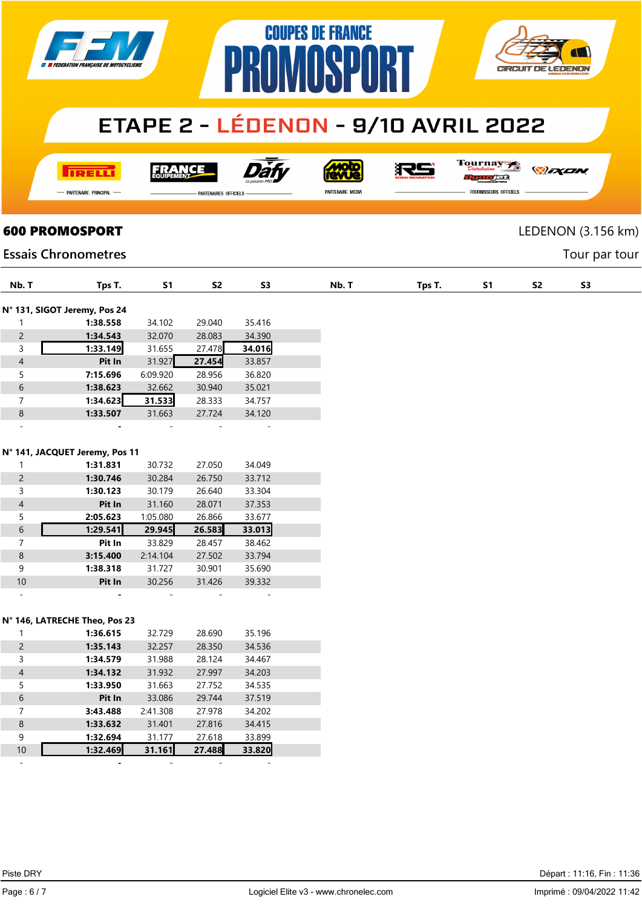# ETAPE 2 - LÉDENON - 9/10 AVRIL 2022

## 600 PROMOSPORT

LEDENON (3.156 km)

### Essais Chronometres

Tour par tour

**N° 131, SIGOT Jeremy, Pos 24**

| Nb. T | Tps T. | S1 | S2 | S3 |
|---|---|---|---|---|
| 1 | **1:38.558** | 34.102 | 29.040 | 35.416 |
| 2 | **1:34.543** | 32.070 | 28.083 | 34.390 |
| 3 | **1:33.149** | 31.655 | 27.478 | **34.016** |
| 4 | **Pit In** | 31.927 | **27.454** | 33.857 |
| 5 | **7:15.696** | 6:09.920 | 28.956 | 36.820 |
| 6 | **1:38.623** | 32.662 | 30.940 | 35.021 |
| 7 | **1:34.623** | **31.533** | 28.333 | 34.757 |
| 8 | **1:33.507** | 31.663 | 27.724 | 34.120 |
| - | - | - | - | - |

**N° 141, JACQUET Jeremy, Pos 11**

| Nb. T | Tps T. | S1 | S2 | S3 |
|---|---|---|---|---|
| 1 | **1:31.831** | 30.732 | 27.050 | 34.049 |
| 2 | **1:30.746** | 30.284 | 26.750 | 33.712 |
| 3 | **1:30.123** | 30.179 | 26.640 | 33.304 |
| 4 | **Pit In** | 31.160 | 28.071 | 37.353 |
| 5 | **2:05.623** | 1:05.080 | 26.866 | 33.677 |
| 6 | **1:29.541** | **29.945** | **26.583** | **33.013** |
| 7 | **Pit In** | 33.829 | 28.457 | 38.462 |
| 8 | **3:15.400** | 2:14.104 | 27.502 | 33.794 |
| 9 | **1:38.318** | 31.727 | 30.901 | 35.690 |
| 10 | **Pit In** | 30.256 | 31.426 | 39.332 |
| - | - | - | - | - |

**N° 146, LATRECHE Theo, Pos 23**

| Nb. T | Tps T. | S1 | S2 | S3 |
|---|---|---|---|---|
| 1 | **1:36.615** | 32.729 | 28.690 | 35.196 |
| 2 | **1:35.143** | 32.257 | 28.350 | 34.536 |
| 3 | **1:34.579** | 31.988 | 28.124 | 34.467 |
| 4 | **1:34.132** | 31.932 | 27.997 | 34.203 |
| 5 | **1:33.950** | 31.663 | 27.752 | 34.535 |
| 6 | **Pit In** | 33.086 | 29.744 | 37.519 |
| 7 | **3:43.488** | 2:41.308 | 27.978 | 34.202 |
| 8 | **1:33.632** | 31.401 | 27.816 | 34.415 |
| 9 | **1:32.694** | 31.177 | 27.618 | 33.899 |
| 10 | **1:32.469** | **31.161** | **27.488** | **33.820** |
| - | - | - | - | - |

Piste DRY

Départ : 11:16, Fin : 11:36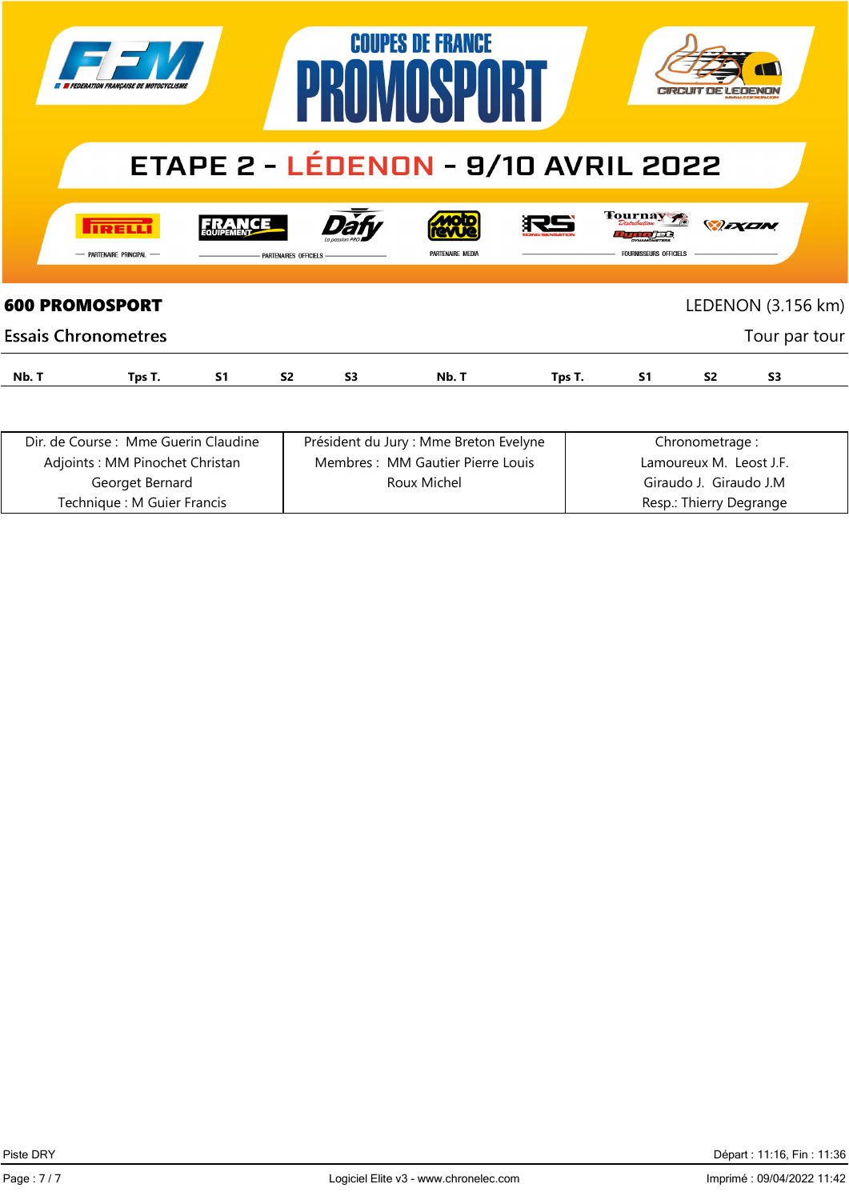## ETAPE 2 - LÉDENON - 9/10 AVRIL 2022

**600 PROMOSPORT** LEDENON (3.156 km)

Essais Chronometres Tour par tour

| Nb. T | Tps T. | S1 | S2 | S3 | Nb. T | Tps T. | S1 | S2 | S3 |
|---|---|---|---|---|---|---|---|---|---|

| | | |
|---|---|---|
| Dir. de Course : Mme Guerin Claudine<br>Adjoints : MM Pinochet Christan<br>Georget Bernard<br>Technique : M Guier Francis | Président du Jury : Mme Breton Evelyne<br>Membres : MM Gautier Pierre Louis<br>Roux Michel | Chronometrage :<br>Lamoureux M. Leost J.F.<br>Giraudo J. Giraudo J.M<br>Resp.: Thierry Degrange |

Piste DRY Départ : 11:16, Fin : 11:36

Logiciel Elite v3 - www.chronelec.com Imprimé : 09/04/2022 11:42